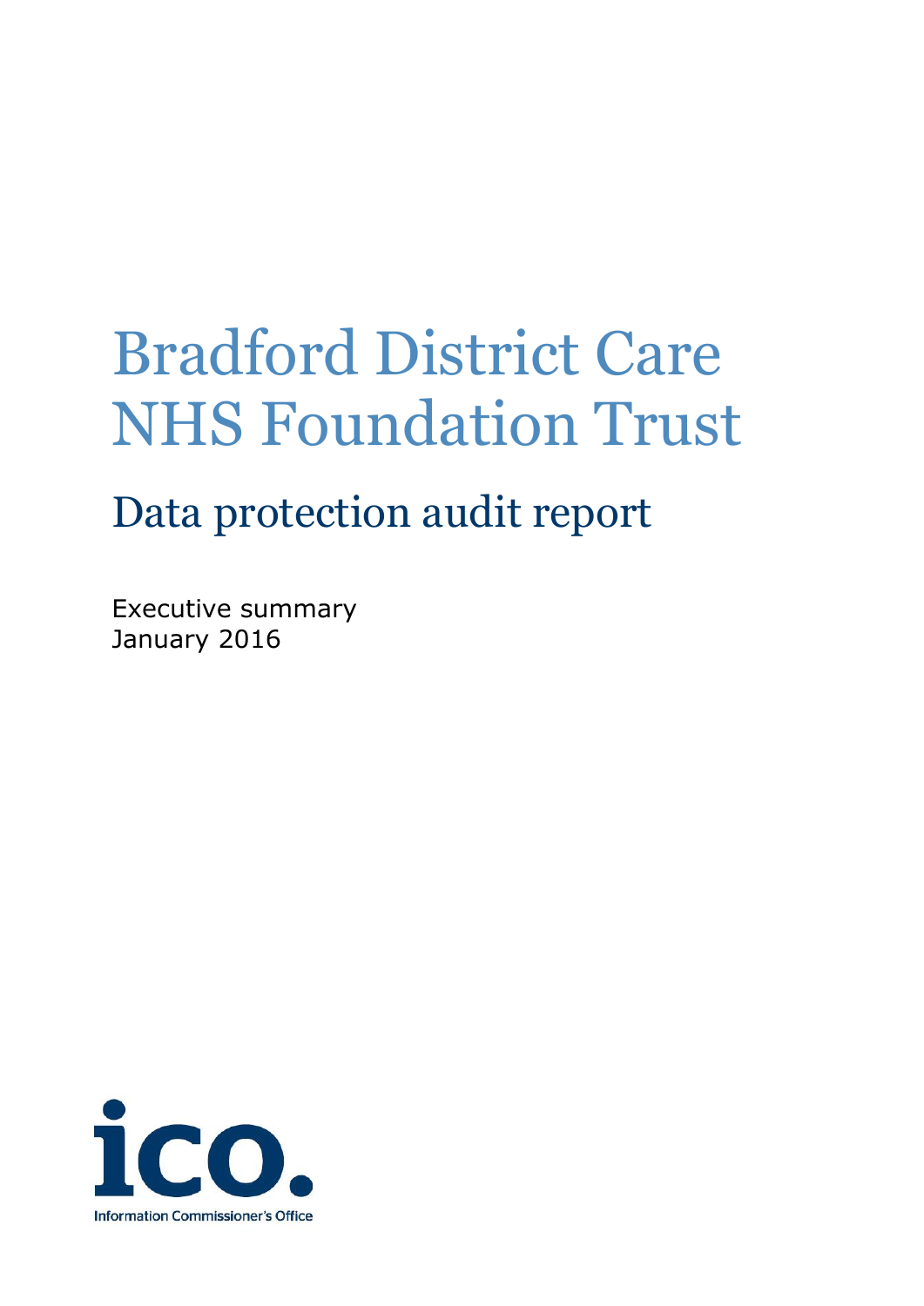# Bradford District Care NHS Foundation Trust

## Data protection audit report

Executive summary
January 2016

Information Commissioner's Office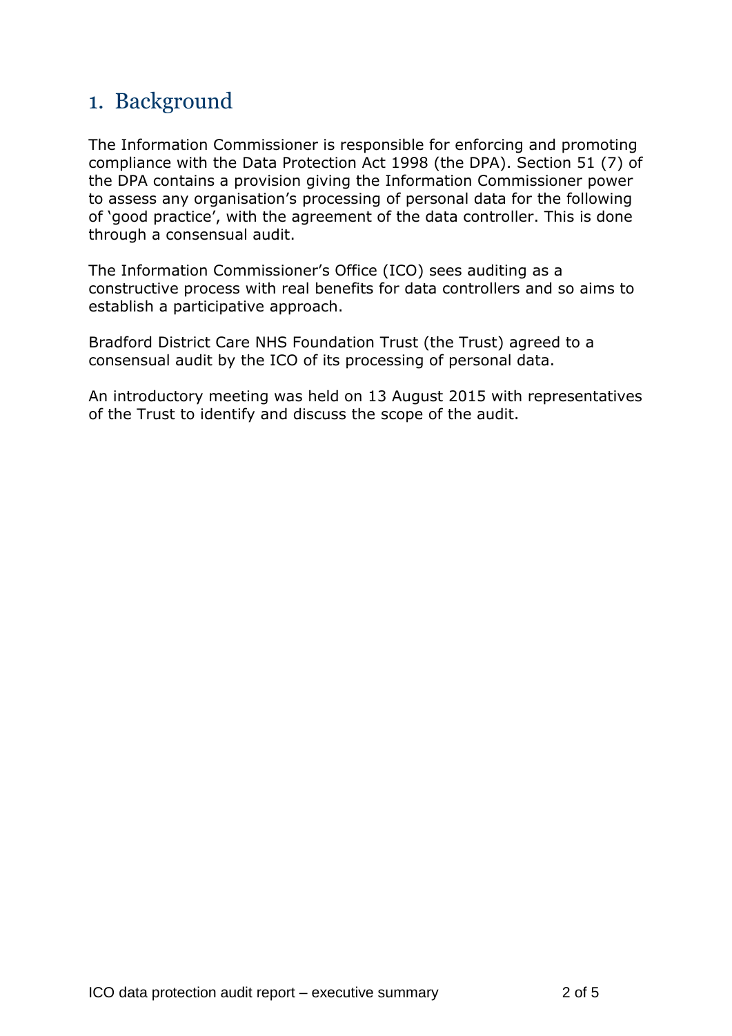# 1. Background

The Information Commissioner is responsible for enforcing and promoting compliance with the Data Protection Act 1998 (the DPA). Section 51 (7) of the DPA contains a provision giving the Information Commissioner power to assess any organisation's processing of personal data for the following of 'good practice', with the agreement of the data controller. This is done through a consensual audit.

The Information Commissioner's Office (ICO) sees auditing as a constructive process with real benefits for data controllers and so aims to establish a participative approach.

Bradford District Care NHS Foundation Trust (the Trust) agreed to a consensual audit by the ICO of its processing of personal data.

An introductory meeting was held on 13 August 2015 with representatives of the Trust to identify and discuss the scope of the audit.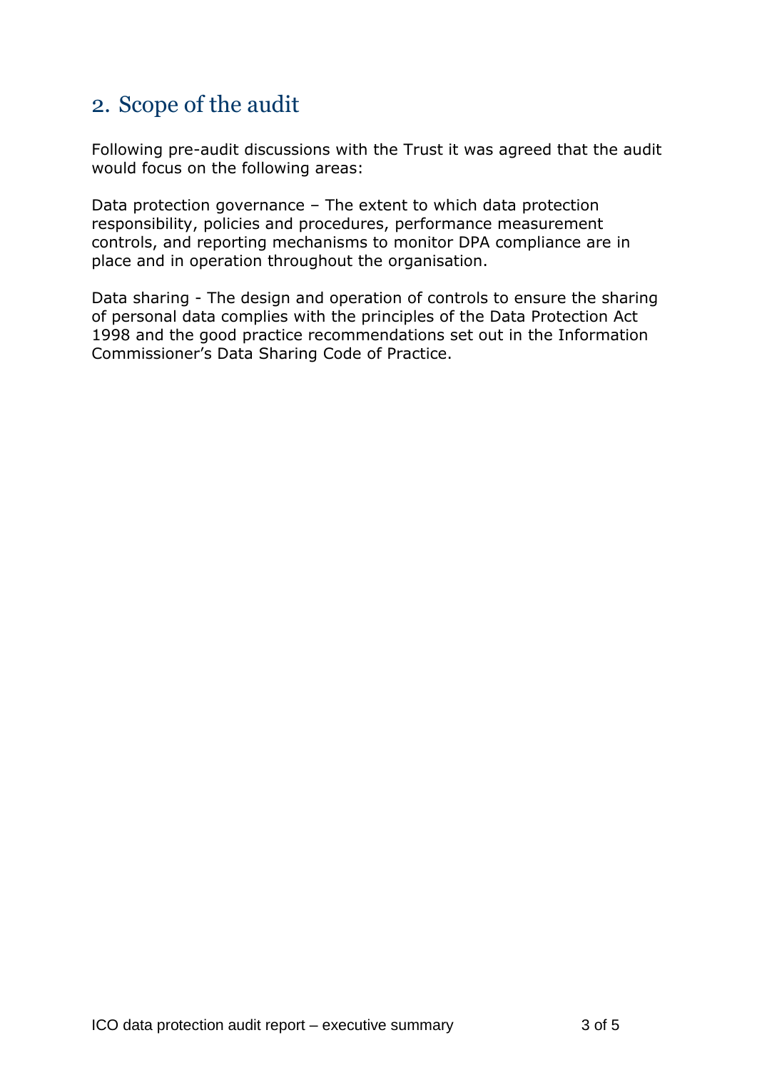## 2. Scope of the audit

Following pre-audit discussions with the Trust it was agreed that the audit would focus on the following areas:

Data protection governance – The extent to which data protection responsibility, policies and procedures, performance measurement controls, and reporting mechanisms to monitor DPA compliance are in place and in operation throughout the organisation.

Data sharing - The design and operation of controls to ensure the sharing of personal data complies with the principles of the Data Protection Act 1998 and the good practice recommendations set out in the Information Commissioner's Data Sharing Code of Practice.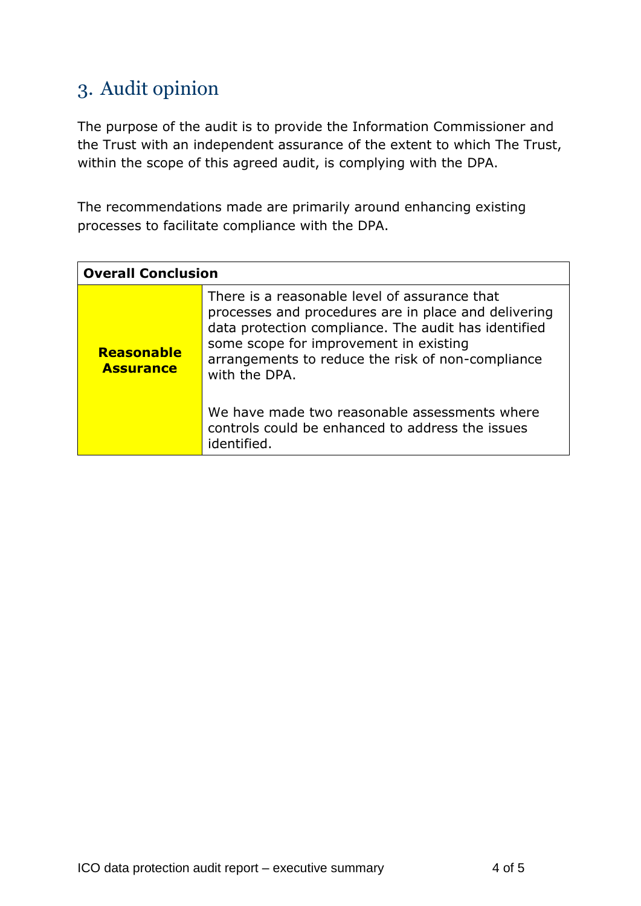## 3. Audit opinion

The purpose of the audit is to provide the Information Commissioner and the Trust with an independent assurance of the extent to which The Trust, within the scope of this agreed audit, is complying with the DPA.

The recommendations made are primarily around enhancing existing processes to facilitate compliance with the DPA.

| **Overall Conclusion** | |
|---|---|
| **Reasonable Assurance** | There is a reasonable level of assurance that processes and procedures are in place and delivering data protection compliance. The audit has identified some scope for improvement in existing arrangements to reduce the risk of non-compliance with the DPA.<br><br>We have made two reasonable assessments where controls could be enhanced to address the issues identified. |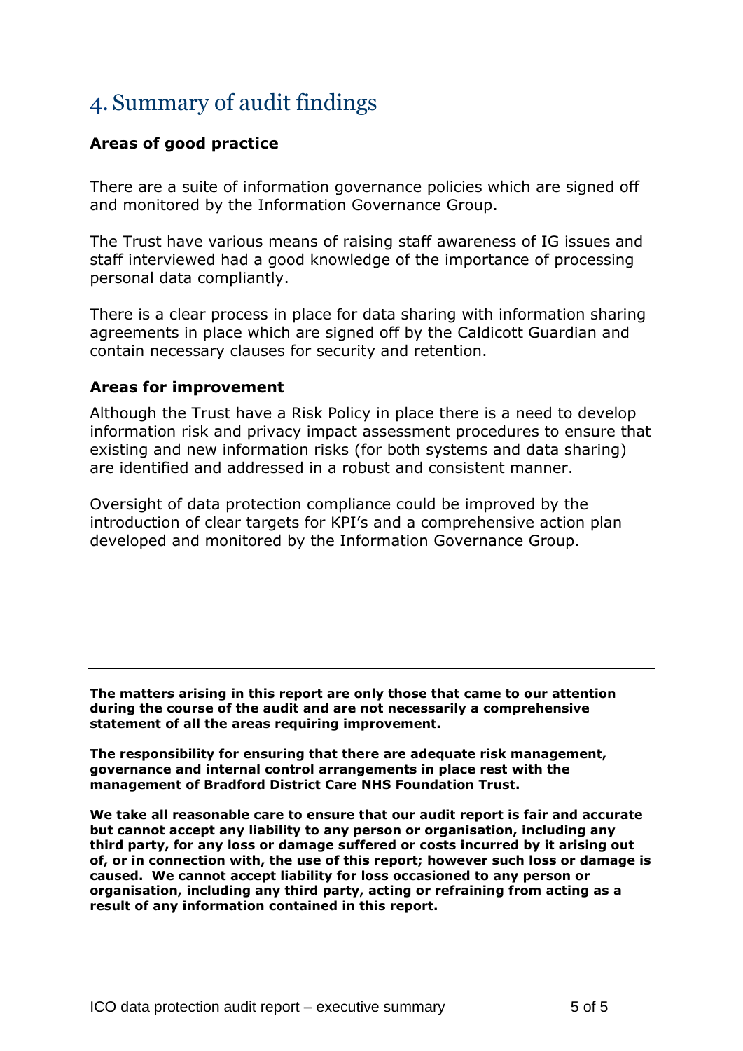# 4. Summary of audit findings

**Areas of good practice**

There are a suite of information governance policies which are signed off and monitored by the Information Governance Group.

The Trust have various means of raising staff awareness of IG issues and staff interviewed had a good knowledge of the importance of processing personal data compliantly.

There is a clear process in place for data sharing with information sharing agreements in place which are signed off by the Caldicott Guardian and contain necessary clauses for security and retention.

**Areas for improvement**

Although the Trust have a Risk Policy in place there is a need to develop information risk and privacy impact assessment procedures to ensure that existing and new information risks (for both systems and data sharing) are identified and addressed in a robust and consistent manner.

Oversight of data protection compliance could be improved by the introduction of clear targets for KPI's and a comprehensive action plan developed and monitored by the Information Governance Group.

---

**The matters arising in this report are only those that came to our attention during the course of the audit and are not necessarily a comprehensive statement of all the areas requiring improvement.**

**The responsibility for ensuring that there are adequate risk management, governance and internal control arrangements in place rest with the management of Bradford District Care NHS Foundation Trust.**

**We take all reasonable care to ensure that our audit report is fair and accurate but cannot accept any liability to any person or organisation, including any third party, for any loss or damage suffered or costs incurred by it arising out of, or in connection with, the use of this report; however such loss or damage is caused. We cannot accept liability for loss occasioned to any person or organisation, including any third party, acting or refraining from acting as a result of any information contained in this report.**